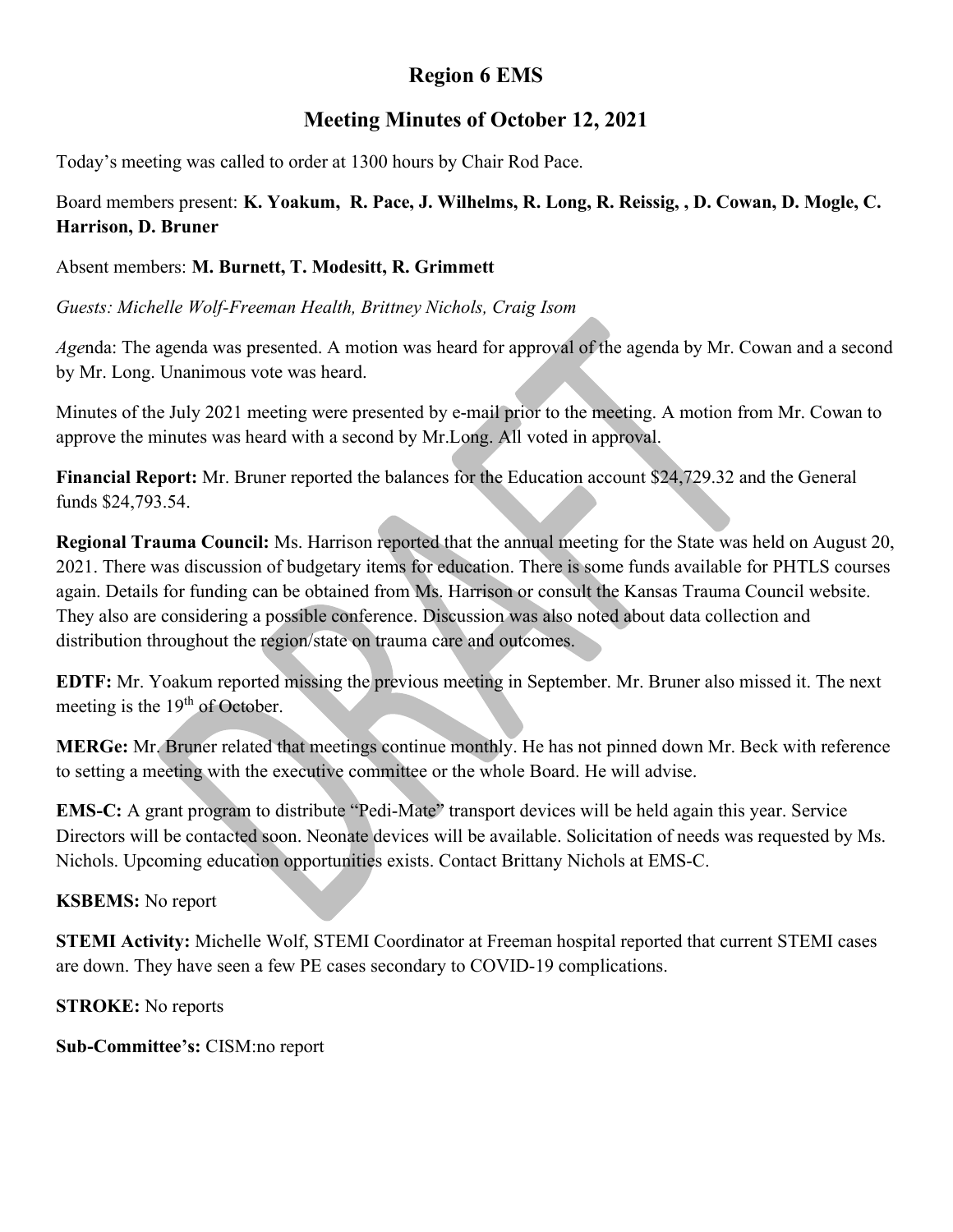# Region 6 EMS

## Meeting Minutes of October 12, 2021

Today's meeting was called to order at 1300 hours by Chair Rod Pace.

Board members present: **K. Yoakum, R. Pace, J. Wilhelms, R. Long, R. Reissig, , D. Cowan, D. Mogle, C. Harrison, D. Bruner**

Absent members: **M. Burnett, T. Modesitt, R. Grimmett**

*Guests: Michelle Wolf-Freeman Health, Brittney Nichols, Craig Isom*

*Age*nda: The agenda was presented. A motion was heard for approval of the agenda by Mr. Cowan and a second by Mr. Long. Unanimous vote was heard.

Minutes of the July 2021 meeting were presented by e-mail prior to the meeting. A motion from Mr. Cowan to approve the minutes was heard with a second by Mr.Long. All voted in approval.

**Financial Report:** Mr. Bruner reported the balances for the Education account $24,729.32 and the General funds $24,793.54.

**Regional Trauma Council:** Ms. Harrison reported that the annual meeting for the State was held on August 20, 2021. There was discussion of budgetary items for education. There is some funds available for PHTLS courses again. Details for funding can be obtained from Ms. Harrison or consult the Kansas Trauma Council website. They also are considering a possible conference. Discussion was also noted about data collection and distribution throughout the region/state on trauma care and outcomes.

**EDTF:** Mr. Yoakum reported missing the previous meeting in September. Mr. Bruner also missed it. The next meeting is the 19th of October.

**MERGe:** Mr. Bruner related that meetings continue monthly. He has not pinned down Mr. Beck with reference to setting a meeting with the executive committee or the whole Board. He will advise.

**EMS-C:** A grant program to distribute "Pedi-Mate" transport devices will be held again this year. Service Directors will be contacted soon. Neonate devices will be available. Solicitation of needs was requested by Ms. Nichols. Upcoming education opportunities exists. Contact Brittany Nichols at EMS-C.

**KSBEMS:** No report

**STEMI Activity:** Michelle Wolf, STEMI Coordinator at Freeman hospital reported that current STEMI cases are down. They have seen a few PE cases secondary to COVID-19 complications.

**STROKE:** No reports

**Sub-Committee's:** CISM:no report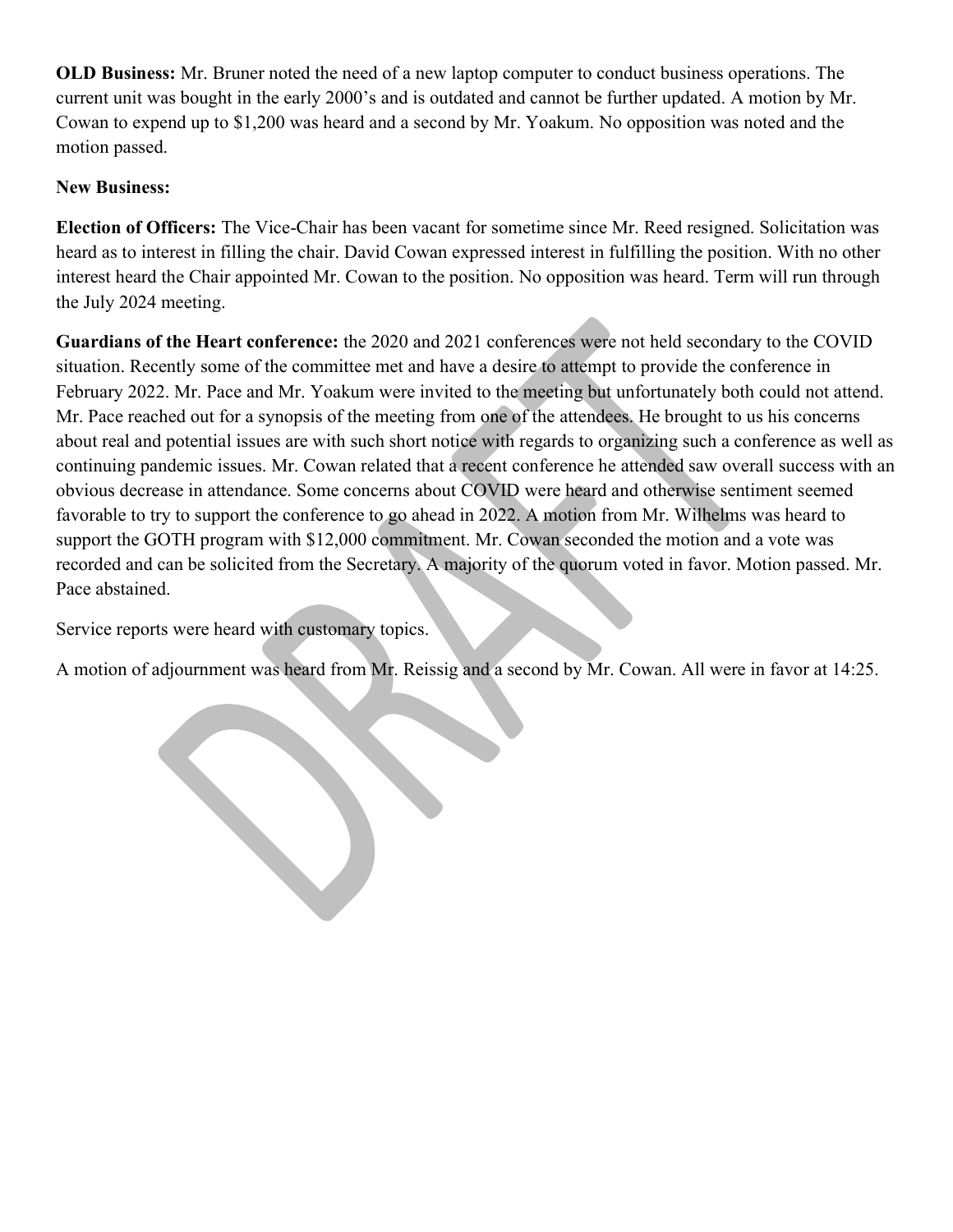**OLD Business:** Mr. Bruner noted the need of a new laptop computer to conduct business operations. The current unit was bought in the early 2000's and is outdated and cannot be further updated. A motion by Mr. Cowan to expend up to $1,200 was heard and a second by Mr. Yoakum. No opposition was noted and the motion passed.

**New Business:**

**Election of Officers:** The Vice-Chair has been vacant for sometime since Mr. Reed resigned. Solicitation was heard as to interest in filling the chair. David Cowan expressed interest in fulfilling the position. With no other interest heard the Chair appointed Mr. Cowan to the position. No opposition was heard. Term will run through the July 2024 meeting.

**Guardians of the Heart conference:** the 2020 and 2021 conferences were not held secondary to the COVID situation. Recently some of the committee met and have a desire to attempt to provide the conference in February 2022. Mr. Pace and Mr. Yoakum were invited to the meeting but unfortunately both could not attend. Mr. Pace reached out for a synopsis of the meeting from one of the attendees. He brought to us his concerns about real and potential issues are with such short notice with regards to organizing such a conference as well as continuing pandemic issues. Mr. Cowan related that a recent conference he attended saw overall success with an obvious decrease in attendance. Some concerns about COVID were heard and otherwise sentiment seemed favorable to try to support the conference to go ahead in 2022. A motion from Mr. Wilhelms was heard to support the GOTH program with $12,000 commitment. Mr. Cowan seconded the motion and a vote was recorded and can be solicited from the Secretary. A majority of the quorum voted in favor. Motion passed. Mr. Pace abstained.

Service reports were heard with customary topics.

A motion of adjournment was heard from Mr. Reissig and a second by Mr. Cowan. All were in favor at 14:25.

DRAFT